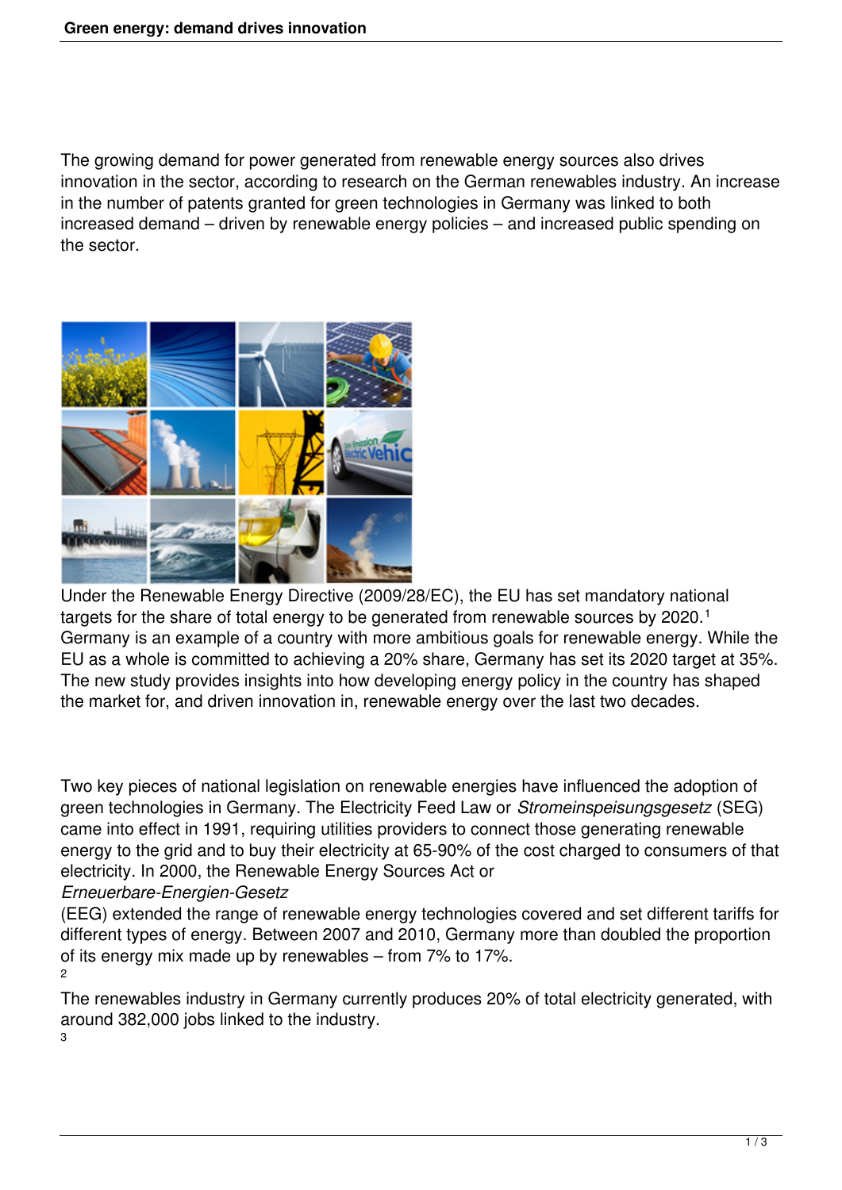The growing demand for power generated from renewable energy sources also drives innovation in the sector, according to research on the German renewables industry. An increase in the number of patents granted for green technologies in Germany was linked to both increased demand – driven by renewable energy policies – and increased public spending on the sector.

Under the Renewable Energy Directive (2009/28/EC), the EU has set mandatory national targets for the share of total energy to be generated from renewable sources by 2020.[1] Germany is an example of a country with more ambitious goals for renewable energy. While the EU as a whole is committed to achieving a 20% share, Germany has set its 2020 target at 35%. The new study provides insights into how developing energy policy in the country has shaped the market for, and driven innovation in, renewable energy over the last two decades.

Two key pieces of national legislation on renewable energies have influenced the adoption of green technologies in Germany. The Electricity Feed Law or *Stromeinspeisungsgesetz* (SEG) came into effect in 1991, requiring utilities providers to connect those generating renewable energy to the grid and to buy their electricity at 65-90% of the cost charged to consumers of that electricity. In 2000, the Renewable Energy Sources Act or *Erneuerbare-Energien-Gesetz* (EEG) extended the range of renewable energy technologies covered and set different tariffs for different types of energy. Between 2007 and 2010, Germany more than doubled the proportion of its energy mix made up by renewables – from 7% to 17%.[2]

The renewables industry in Germany currently produces 20% of total electricity generated, with around 382,000 jobs linked to the industry.[3]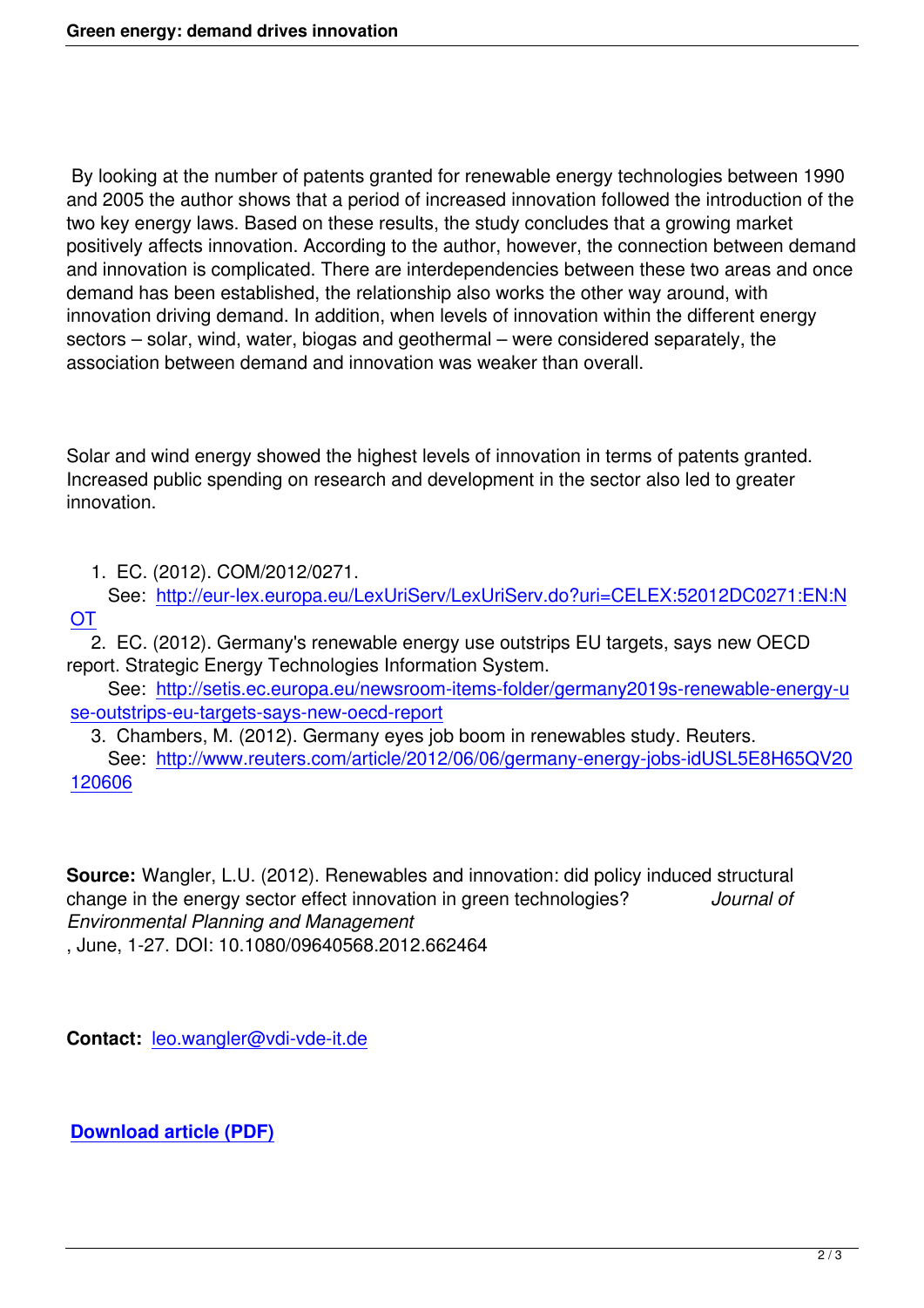By looking at the number of patents granted for renewable energy technologies between 1990 and 2005 the author shows that a period of increased innovation followed the introduction of the two key energy laws. Based on these results, the study concludes that a growing market positively affects innovation. According to the author, however, the connection between demand and innovation is complicated. There are interdependencies between these two areas and once demand has been established, the relationship also works the other way around, with innovation driving demand. In addition, when levels of innovation within the different energy sectors – solar, wind, water, biogas and geothermal – were considered separately, the association between demand and innovation was weaker than overall.

Solar and wind energy showed the highest levels of innovation in terms of patents granted. Increased public spending on research and development in the sector also led to greater innovation.

1. EC. (2012). COM/2012/0271.
   See: http://eur-lex.europa.eu/LexUriServ/LexUriServ.do?uri=CELEX:52012DC0271:EN:NOT
2. EC. (2012). Germany's renewable energy use outstrips EU targets, says new OECD report. Strategic Energy Technologies Information System.
   See: http://setis.ec.europa.eu/newsroom-items-folder/germany2019s-renewable-energy-use-outstrips-eu-targets-says-new-oecd-report
3. Chambers, M. (2012). Germany eyes job boom in renewables study. Reuters.
   See: http://www.reuters.com/article/2012/06/06/germany-energy-jobs-idUSL5E8H65QV20120606

**Source:** Wangler, L.U. (2012). Renewables and innovation: did policy induced structural change in the energy sector effect innovation in green technologies? *Journal of Environmental Planning and Management*, June, 1-27. DOI: 10.1080/09640568.2012.662464

**Contact:** leo.wangler@vdi-vde-it.de

**Download article (PDF)**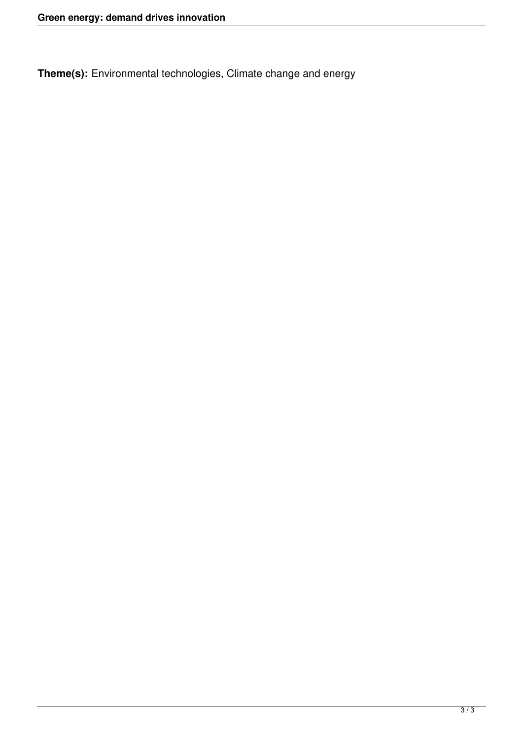**Theme(s):** Environmental technologies, Climate change and energy